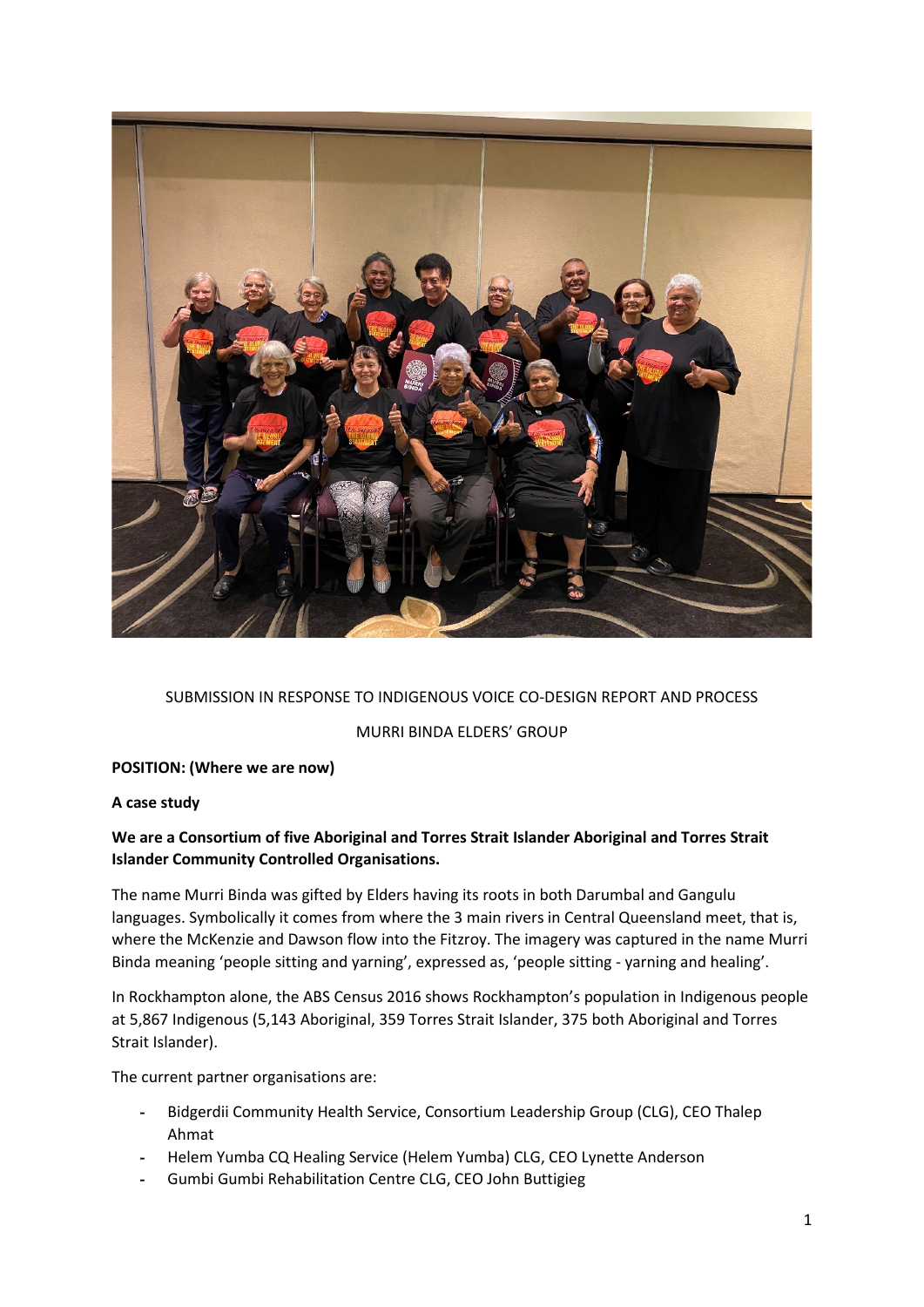SUBMISSION IN RESPONSE TO INDIGENOUS VOICE CO-DESIGN REPORT AND PROCESS

MURRI BINDA ELDERS' GROUP

**POSITION: (Where we are now)**

**A case study**

**We are a Consortium of five Aboriginal and Torres Strait Islander Aboriginal and Torres Strait Islander Community Controlled Organisations.**

The name Murri Binda was gifted by Elders having its roots in both Darumbal and Gangulu languages. Symbolically it comes from where the 3 main rivers in Central Queensland meet, that is, where the McKenzie and Dawson flow into the Fitzroy. The imagery was captured in the name Murri Binda meaning 'people sitting and yarning', expressed as, 'people sitting - yarning and healing'.

In Rockhampton alone, the ABS Census 2016 shows Rockhampton's population in Indigenous people at 5,867 Indigenous (5,143 Aboriginal, 359 Torres Strait Islander, 375 both Aboriginal and Torres Strait Islander).

The current partner organisations are:

- Bidgerdii Community Health Service, Consortium Leadership Group (CLG), CEO Thalep Ahmat
- Helem Yumba CQ Healing Service (Helem Yumba) CLG, CEO Lynette Anderson
- Gumbi Gumbi Rehabilitation Centre CLG, CEO John Buttigieg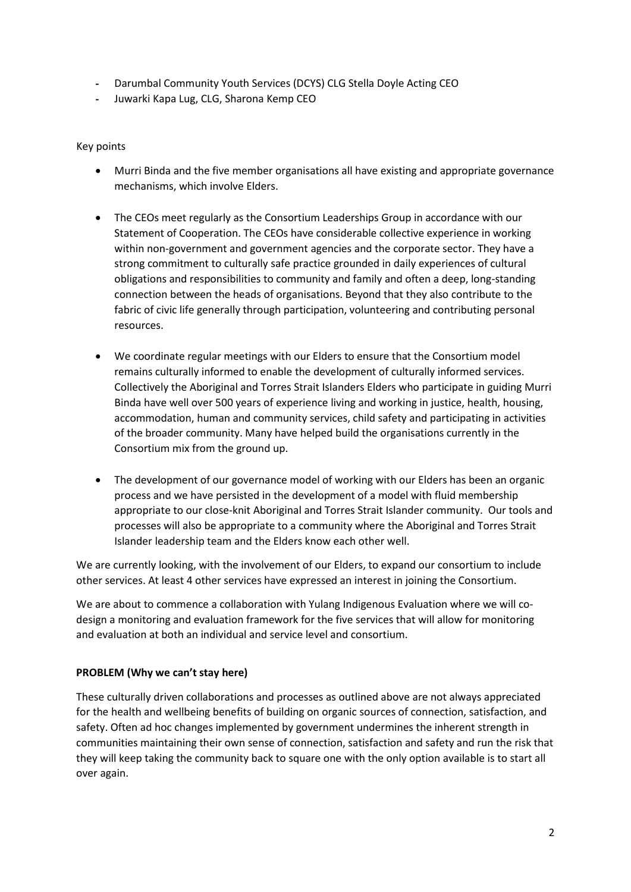- Darumbal Community Youth Services (DCYS) CLG Stella Doyle Acting CEO
- Juwarki Kapa Lug, CLG, Sharona Kemp CEO

Key points

- Murri Binda and the five member organisations all have existing and appropriate governance mechanisms, which involve Elders.

- The CEOs meet regularly as the Consortium Leaderships Group in accordance with our Statement of Cooperation. The CEOs have considerable collective experience in working within non-government and government agencies and the corporate sector. They have a strong commitment to culturally safe practice grounded in daily experiences of cultural obligations and responsibilities to community and family and often a deep, long-standing connection between the heads of organisations. Beyond that they also contribute to the fabric of civic life generally through participation, volunteering and contributing personal resources.

- We coordinate regular meetings with our Elders to ensure that the Consortium model remains culturally informed to enable the development of culturally informed services. Collectively the Aboriginal and Torres Strait Islanders Elders who participate in guiding Murri Binda have well over 500 years of experience living and working in justice, health, housing, accommodation, human and community services, child safety and participating in activities of the broader community. Many have helped build the organisations currently in the Consortium mix from the ground up.

- The development of our governance model of working with our Elders has been an organic process and we have persisted in the development of a model with fluid membership appropriate to our close-knit Aboriginal and Torres Strait Islander community. Our tools and processes will also be appropriate to a community where the Aboriginal and Torres Strait Islander leadership team and the Elders know each other well.

We are currently looking, with the involvement of our Elders, to expand our consortium to include other services. At least 4 other services have expressed an interest in joining the Consortium.

We are about to commence a collaboration with Yulang Indigenous Evaluation where we will co-design a monitoring and evaluation framework for the five services that will allow for monitoring and evaluation at both an individual and service level and consortium.

**PROBLEM (Why we can't stay here)**

These culturally driven collaborations and processes as outlined above are not always appreciated for the health and wellbeing benefits of building on organic sources of connection, satisfaction, and safety. Often ad hoc changes implemented by government undermines the inherent strength in communities maintaining their own sense of connection, satisfaction and safety and run the risk that they will keep taking the community back to square one with the only option available is to start all over again.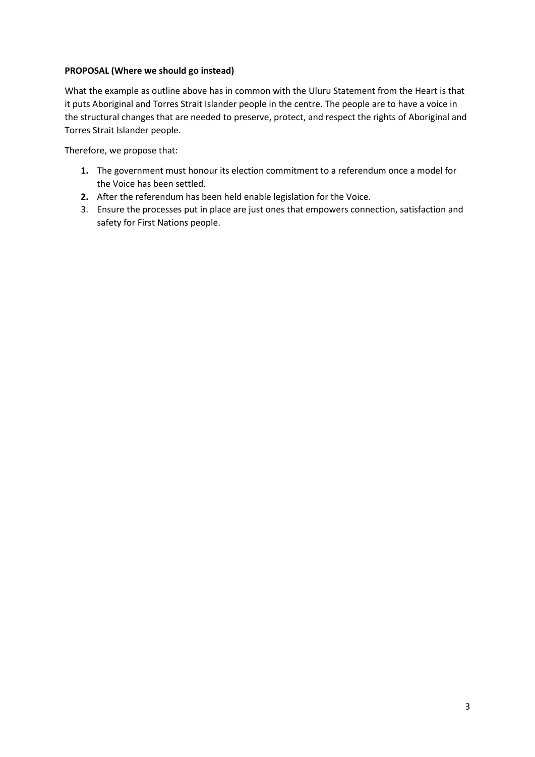**PROPOSAL (Where we should go instead)**

What the example as outline above has in common with the Uluru Statement from the Heart is that it puts Aboriginal and Torres Strait Islander people in the centre. The people are to have a voice in the structural changes that are needed to preserve, protect, and respect the rights of Aboriginal and Torres Strait Islander people.

Therefore, we propose that:

1. The government must honour its election commitment to a referendum once a model for the Voice has been settled.
2. After the referendum has been held enable legislation for the Voice.
3. Ensure the processes put in place are just ones that empowers connection, satisfaction and safety for First Nations people.